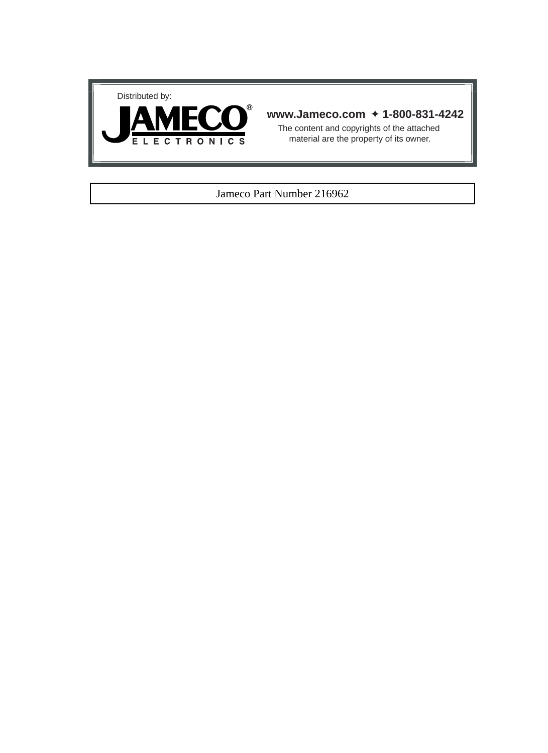Distributed by:

JAMECO® ELECTRONICS

**www.Jameco.com ✦ 1-800-831-4242**

The content and copyrights of the attached material are the property of its owner.

Jameco Part Number 216962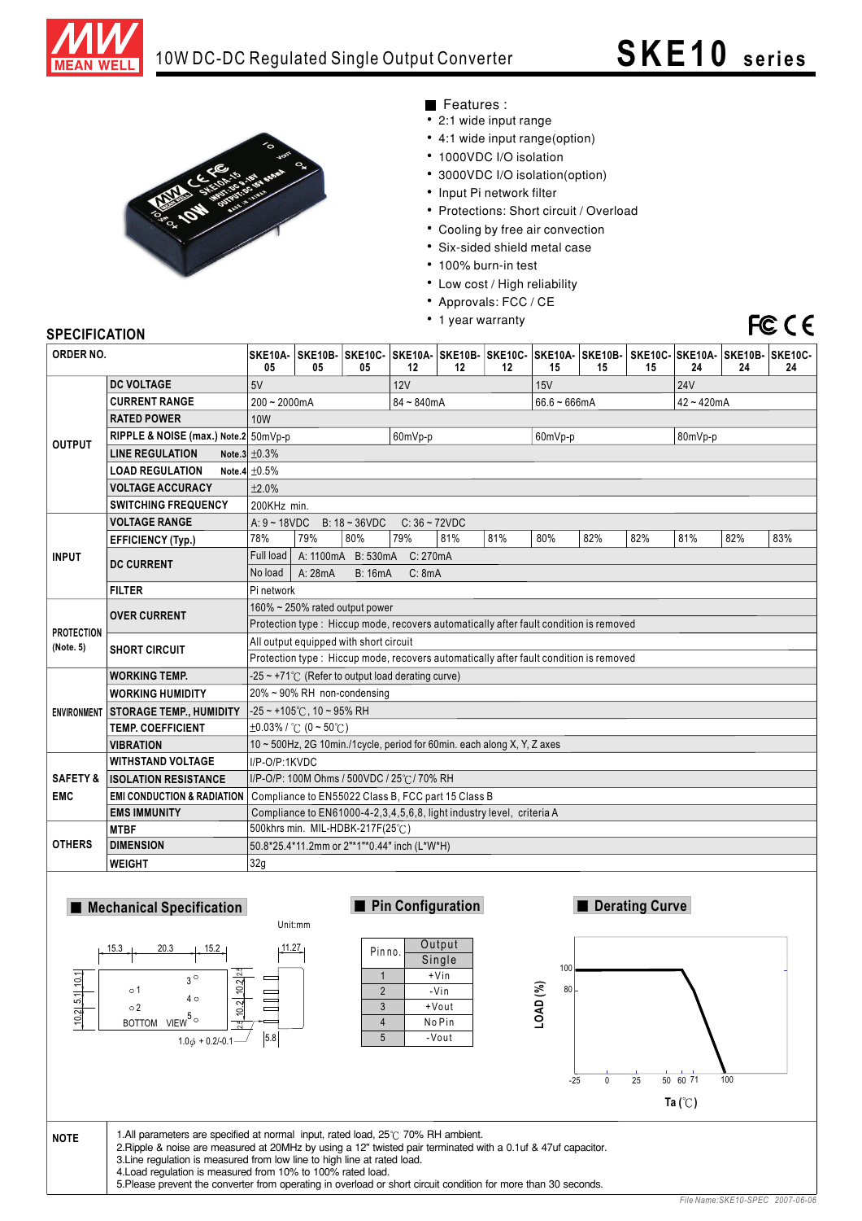# 10W DC-DC Regulated Single Output Converter — SKE10 series

■ Features :

- 2:1 wide input range
- 4:1 wide input range(option)
- 1000VDC I/O isolation
- 3000VDC I/O isolation(option)
- Input Pi network filter
- Protections: Short circuit / Overload
- Cooling by free air convection
- Six-sided shield metal case
- 100% burn-in test
- Low cost / High reliability
- Approvals: FCC / CE
- 1 year warranty

## SPECIFICATION

| ORDER NO. | | SKE10A-05 | SKE10B-05 | SKE10C-05 | SKE10A-12 | SKE10B-12 | SKE10C-12 | SKE10A-15 | SKE10B-15 | SKE10C-15 | SKE10A-24 | SKE10B-24 | SKE10C-24 |
|---|---|---|---|---|---|---|---|---|---|---|---|---|---|
| OUTPUT | DC VOLTAGE | 5V | | | 12V | | | 15V | | | 24V | | |
| | CURRENT RANGE | 200 ~ 2000mA | | | 84 ~ 840mA | | | 66.6 ~ 666mA | | | 42 ~ 420mA | | |
| | RATED POWER | 10W | | | | | | | | | | | |
| | RIPPLE & NOISE (max.) Note.2 | 50mVp-p | | | 60mVp-p | | | 60mVp-p | | | 80mVp-p | | |
| | LINE REGULATION Note.3 | ±0.3% | | | | | | | | | | | |
| | LOAD REGULATION Note.4 | ±0.5% | | | | | | | | | | | |
| | VOLTAGE ACCURACY | ±2.0% | | | | | | | | | | | |
| | SWITCHING FREQUENCY | 200KHz min. | | | | | | | | | | | |
| INPUT | VOLTAGE RANGE | A: 9 ~ 18VDC B: 18 ~ 36VDC C: 36 ~ 72VDC | | | | | | | | | | | |
| | EFFICIENCY (Typ.) | 78% | 79% | 80% | 79% | 81% | 81% | 80% | 82% | 82% | 81% | 82% | 83% |
| | DC CURRENT | Full load A: 1100mA B: 530mA C: 270mA | | | | | | | | | | | |
| | | No load A: 28mA B: 16mA C: 8mA | | | | | | | | | | | |
| | FILTER | Pi network | | | | | | | | | | | |
| PROTECTION (Note. 5) | OVER CURRENT | 160% ~ 250% rated output power | | | | | | | | | | | |
| | | Protection type : Hiccup mode, recovers automatically after fault condition is removed | | | | | | | | | | | |
| | SHORT CIRCUIT | All output equipped with short circuit | | | | | | | | | | | |
| | | Protection type : Hiccup mode, recovers automatically after fault condition is removed | | | | | | | | | | | |
| ENVIRONMENT | WORKING TEMP. | -25 ~ +71℃ (Refer to output load derating curve) | | | | | | | | | | | |
| | WORKING HUMIDITY | 20% ~ 90% RH non-condensing | | | | | | | | | | | |
| | STORAGE TEMP., HUMIDITY | -25 ~ +105℃, 10 ~ 95% RH | | | | | | | | | | | |
| | TEMP. COEFFICIENT | ±0.03% / ℃ (0 ~ 50℃) | | | | | | | | | | | |
| | VIBRATION | 10 ~ 500Hz, 2G 10min./1cycle, period for 60min. each along X, Y, Z axes | | | | | | | | | | | |
| SAFETY & EMC | WITHSTAND VOLTAGE | I/P-O/P:1KVDC | | | | | | | | | | | |
| | ISOLATION RESISTANCE | I/P-O/P: 100M Ohms / 500VDC / 25℃/ 70% RH | | | | | | | | | | | |
| | EMI CONDUCTION & RADIATION | Compliance to EN55022 Class B, FCC part 15 Class B | | | | | | | | | | | |
| | EMS IMMUNITY | Compliance to EN61000-4-2,3,4,5,6,8, light industry level, criteria A | | | | | | | | | | | |
| OTHERS | MTBF | 500khrs min. MIL-HDBK-217F(25℃) | | | | | | | | | | | |
| | DIMENSION | 50.8*25.4*11.2mm or 2"*1"*0.44" inch (L*W*H) | | | | | | | | | | | |
| | WEIGHT | 32g | | | | | | | | | | | |

## ■ Mechanical Specification

Unit:mm

15.3, 20.3, 15.2, 11.27, 10.2, 5.1, 10.1, 10.2, 2.5, 5.8; BOTTOM VIEW; 1.0φ + 0.2/-0.1

## ■ Pin Configuration

| Pin no. | Output Single |
|---|---|
| 1 | +Vin |
| 2 | -Vin |
| 3 | +Vout |
| 4 | No Pin |
| 5 | -Vout |

## ■ Derating Curve

LOAD (%) vs Ta (℃): 100% load from -25 to 60℃, decreasing to 0 at 100℃ (axis marks: -25, 0, 25, 50, 60, 71, 100; 80, 100)

## NOTE

1. All parameters are specified at normal input, rated load, 25℃ 70% RH ambient.
2. Ripple & noise are measured at 20MHz by using a 12" twisted pair terminated with a 0.1uf & 47uf capacitor.
3. Line regulation is measured from low line to high line at rated load.
4. Load regulation is measured from 10% to 100% rated load.
5. Please prevent the converter from operating in overload or short circuit condition for more than 30 seconds.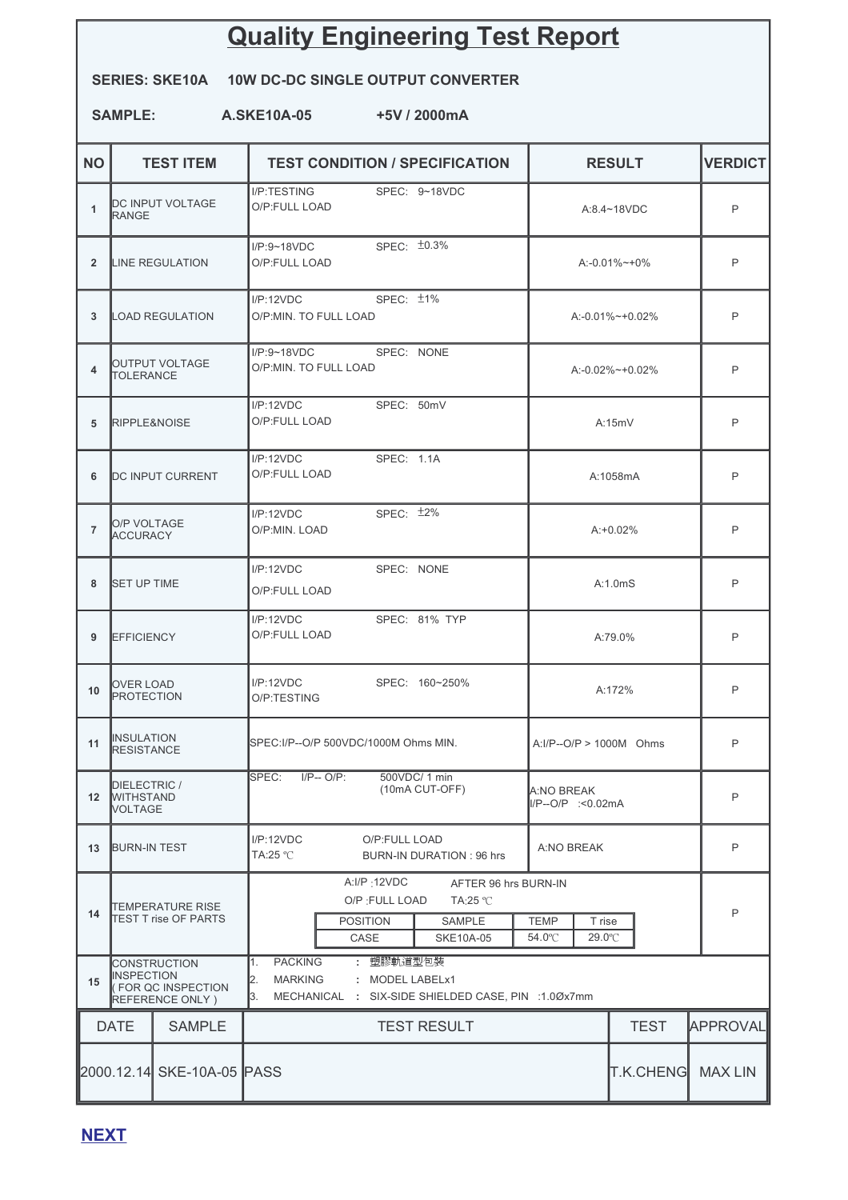# Quality Engineering Test Report

**SERIES: SKE10A    10W DC-DC SINGLE OUTPUT CONVERTER**

**SAMPLE:    A.SKE10A-05    +5V / 2000mA**

| NO | TEST ITEM | TEST CONDITION / SPECIFICATION | RESULT | VERDICT |
|---|---|---|---|---|
| 1 | DC INPUT VOLTAGE RANGE | I/P:TESTING SPEC: 9~18VDC<br>O/P:FULL LOAD | A:8.4~18VDC | P |
| 2 | LINE REGULATION | I/P:9~18VDC SPEC: ±0.3%<br>O/P:FULL LOAD | A:-0.01%~+0% | P |
| 3 | LOAD REGULATION | I/P:12VDC SPEC: ±1%<br>O/P:MIN. TO FULL LOAD | A:-0.01%~+0.02% | P |
| 4 | OUTPUT VOLTAGE TOLERANCE | I/P:9~18VDC SPEC: NONE<br>O/P:MIN. TO FULL LOAD | A:-0.02%~+0.02% | P |
| 5 | RIPPLE&NOISE | I/P:12VDC SPEC: 50mV<br>O/P:FULL LOAD | A:15mV | P |
| 6 | DC INPUT CURRENT | I/P:12VDC SPEC: 1.1A<br>O/P:FULL LOAD | A:1058mA | P |
| 7 | O/P VOLTAGE ACCURACY | I/P:12VDC SPEC: ±2%<br>O/P:MIN. LOAD | A:+0.02% | P |
| 8 | SET UP TIME | I/P:12VDC SPEC: NONE<br>O/P:FULL LOAD | A:1.0mS | P |
| 9 | EFFICIENCY | I/P:12VDC SPEC: 81% TYP<br>O/P:FULL LOAD | A:79.0% | P |
| 10 | OVER LOAD PROTECTION | I/P:12VDC SPEC: 160~250%<br>O/P:TESTING | A:172% | P |
| 11 | INSULATION RESISTANCE | SPEC:I/P--O/P 500VDC/1000M Ohms MIN. | A:I/P--O/P > 1000M Ohms | P |
| 12 | DIELECTRIC / WITHSTAND VOLTAGE | SPEC: I/P-- O/P: 500VDC/ 1 min (10mA CUT-OFF) | A:NO BREAK<br>I/P--O/P :<0.02mA | P |
| 13 | BURN-IN TEST | I/P:12VDC O/P:FULL LOAD<br>TA:25 ℃ BURN-IN DURATION : 96 hrs | A:NO BREAK | P |
| 14 | TEMPERATURE RISE TEST T rise OF PARTS | A:I/P :12VDC AFTER 96 hrs BURN-IN<br>O/P :FULL LOAD TA:25 ℃<br>POSITION: CASE; SAMPLE: SKE10A-05; TEMP: 54.0℃; T rise: 29.0℃ | | P |
| 15 | CONSTRUCTION INSPECTION ( FOR QC INSPECTION REFERENCE ONLY ) | 1. PACKING : 塑膠軌道型包裝<br>2. MARKING : MODEL LABELx1<br>3. MECHANICAL : SIX-SIDE SHIELDED CASE, PIN :1.0Øx7mm | | |

| DATE | SAMPLE | TEST RESULT | TEST | APPROVAL |
|---|---|---|---|---|
| 2000.12.14 | SKE-10A-05 | PASS | T.K.CHENG | MAX LIN |

NEXT